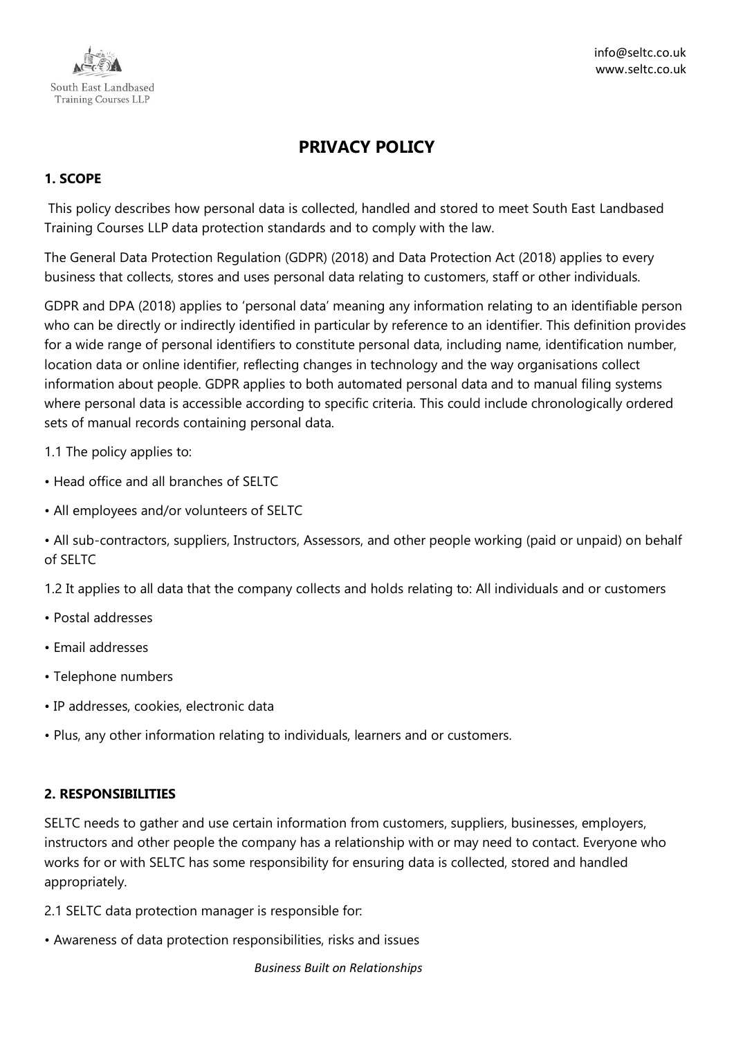# PRIVACY POLICY

## 1. SCOPE

This policy describes how personal data is collected, handled and stored to meet South East Landbased Training Courses LLP data protection standards and to comply with the law.

The General Data Protection Regulation (GDPR) (2018) and Data Protection Act (2018) applies to every business that collects, stores and uses personal data relating to customers, staff or other individuals.

GDPR and DPA (2018) applies to 'personal data' meaning any information relating to an identifiable person who can be directly or indirectly identified in particular by reference to an identifier. This definition provides for a wide range of personal identifiers to constitute personal data, including name, identification number, location data or online identifier, reflecting changes in technology and the way organisations collect information about people. GDPR applies to both automated personal data and to manual filing systems where personal data is accessible according to specific criteria. This could include chronologically ordered sets of manual records containing personal data.

1.1 The policy applies to:

- Head office and all branches of SELTC
- All employees and/or volunteers of SELTC
- All sub-contractors, suppliers, Instructors, Assessors, and other people working (paid or unpaid) on behalf of SELTC

1.2 It applies to all data that the company collects and holds relating to: All individuals and or customers

- Postal addresses
- Email addresses
- Telephone numbers
- IP addresses, cookies, electronic data
- Plus, any other information relating to individuals, learners and or customers.

## 2. RESPONSIBILITIES

SELTC needs to gather and use certain information from customers, suppliers, businesses, employers, instructors and other people the company has a relationship with or may need to contact. Everyone who works for or with SELTC has some responsibility for ensuring data is collected, stored and handled appropriately.

2.1 SELTC data protection manager is responsible for:

- Awareness of data protection responsibilities, risks and issues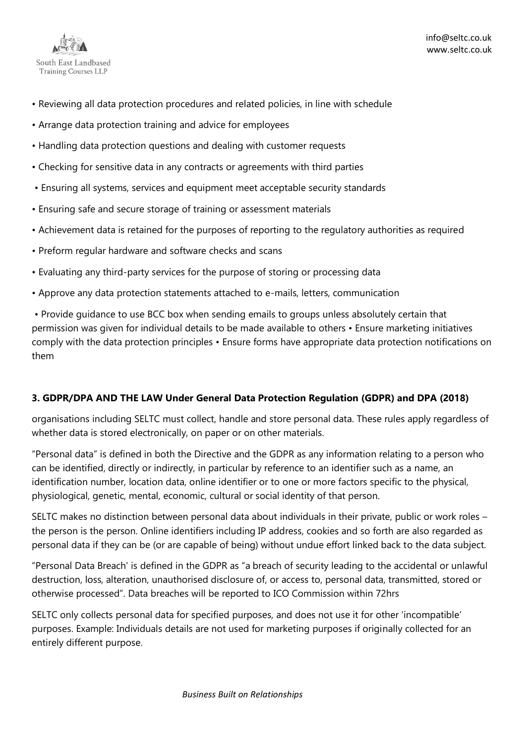- Reviewing all data protection procedures and related policies, in line with schedule
- Arrange data protection training and advice for employees
- Handling data protection questions and dealing with customer requests
- Checking for sensitive data in any contracts or agreements with third parties
- Ensuring all systems, services and equipment meet acceptable security standards
- Ensuring safe and secure storage of training or assessment materials
- Achievement data is retained for the purposes of reporting to the regulatory authorities as required
- Preform regular hardware and software checks and scans
- Evaluating any third-party services for the purpose of storing or processing data
- Approve any data protection statements attached to e-mails, letters, communication
- Provide guidance to use BCC box when sending emails to groups unless absolutely certain that permission was given for individual details to be made available to others • Ensure marketing initiatives comply with the data protection principles • Ensure forms have appropriate data protection notifications on them

**3. GDPR/DPA AND THE LAW Under General Data Protection Regulation (GDPR) and DPA (2018)**

organisations including SELTC must collect, handle and store personal data. These rules apply regardless of whether data is stored electronically, on paper or on other materials.

"Personal data" is defined in both the Directive and the GDPR as any information relating to a person who can be identified, directly or indirectly, in particular by reference to an identifier such as a name, an identification number, location data, online identifier or to one or more factors specific to the physical, physiological, genetic, mental, economic, cultural or social identity of that person.

SELTC makes no distinction between personal data about individuals in their private, public or work roles – the person is the person. Online identifiers including IP address, cookies and so forth are also regarded as personal data if they can be (or are capable of being) without undue effort linked back to the data subject.

"Personal Data Breach' is defined in the GDPR as "a breach of security leading to the accidental or unlawful destruction, loss, alteration, unauthorised disclosure of, or access to, personal data, transmitted, stored or otherwise processed". Data breaches will be reported to ICO Commission within 72hrs

SELTC only collects personal data for specified purposes, and does not use it for other 'incompatible' purposes. Example: Individuals details are not used for marketing purposes if originally collected for an entirely different purpose.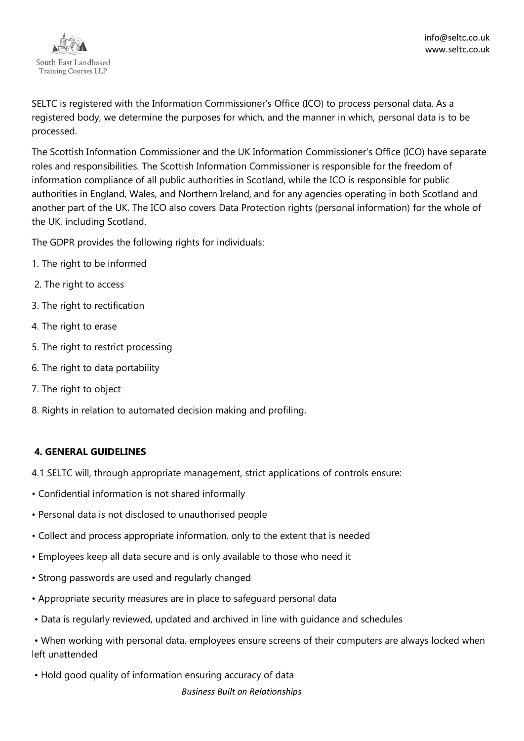SELTC is registered with the Information Commissioner's Office (ICO) to process personal data. As a registered body, we determine the purposes for which, and the manner in which, personal data is to be processed.

The Scottish Information Commissioner and the UK Information Commissioner's Office (ICO) have separate roles and responsibilities. The Scottish Information Commissioner is responsible for the freedom of information compliance of all public authorities in Scotland, while the ICO is responsible for public authorities in England, Wales, and Northern Ireland, and for any agencies operating in both Scotland and another part of the UK. The ICO also covers Data Protection rights (personal information) for the whole of the UK, including Scotland.

The GDPR provides the following rights for individuals:

1. The right to be informed
2. The right to access
3. The right to rectification
4. The right to erase
5. The right to restrict processing
6. The right to data portability
7. The right to object
8. Rights in relation to automated decision making and profiling.

## 4. GENERAL GUIDELINES

4.1 SELTC will, through appropriate management, strict applications of controls ensure:

- Confidential information is not shared informally
- Personal data is not disclosed to unauthorised people
- Collect and process appropriate information, only to the extent that is needed
- Employees keep all data secure and is only available to those who need it
- Strong passwords are used and regularly changed
- Appropriate security measures are in place to safeguard personal data
- Data is regularly reviewed, updated and archived in line with guidance and schedules
- When working with personal data, employees ensure screens of their computers are always locked when left unattended
- Hold good quality of information ensuring accuracy of data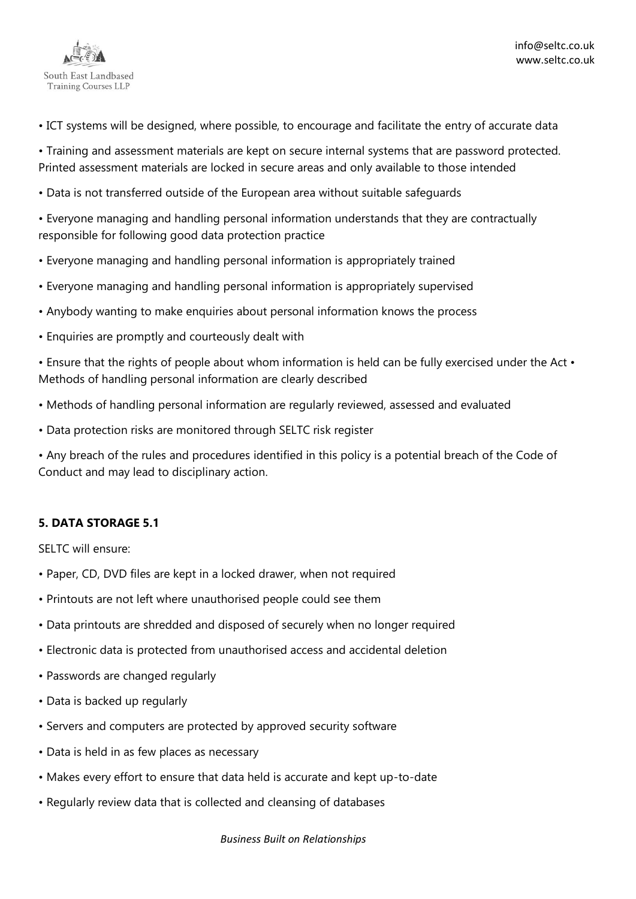- ICT systems will be designed, where possible, to encourage and facilitate the entry of accurate data
- Training and assessment materials are kept on secure internal systems that are password protected. Printed assessment materials are locked in secure areas and only available to those intended
- Data is not transferred outside of the European area without suitable safeguards
- Everyone managing and handling personal information understands that they are contractually responsible for following good data protection practice
- Everyone managing and handling personal information is appropriately trained
- Everyone managing and handling personal information is appropriately supervised
- Anybody wanting to make enquiries about personal information knows the process
- Enquiries are promptly and courteously dealt with
- Ensure that the rights of people about whom information is held can be fully exercised under the Act • Methods of handling personal information are clearly described
- Methods of handling personal information are regularly reviewed, assessed and evaluated
- Data protection risks are monitored through SELTC risk register
- Any breach of the rules and procedures identified in this policy is a potential breach of the Code of Conduct and may lead to disciplinary action.

**5. DATA STORAGE 5.1**

SELTC will ensure:

- Paper, CD, DVD files are kept in a locked drawer, when not required
- Printouts are not left where unauthorised people could see them
- Data printouts are shredded and disposed of securely when no longer required
- Electronic data is protected from unauthorised access and accidental deletion
- Passwords are changed regularly
- Data is backed up regularly
- Servers and computers are protected by approved security software
- Data is held in as few places as necessary
- Makes every effort to ensure that data held is accurate and kept up-to-date
- Regularly review data that is collected and cleansing of databases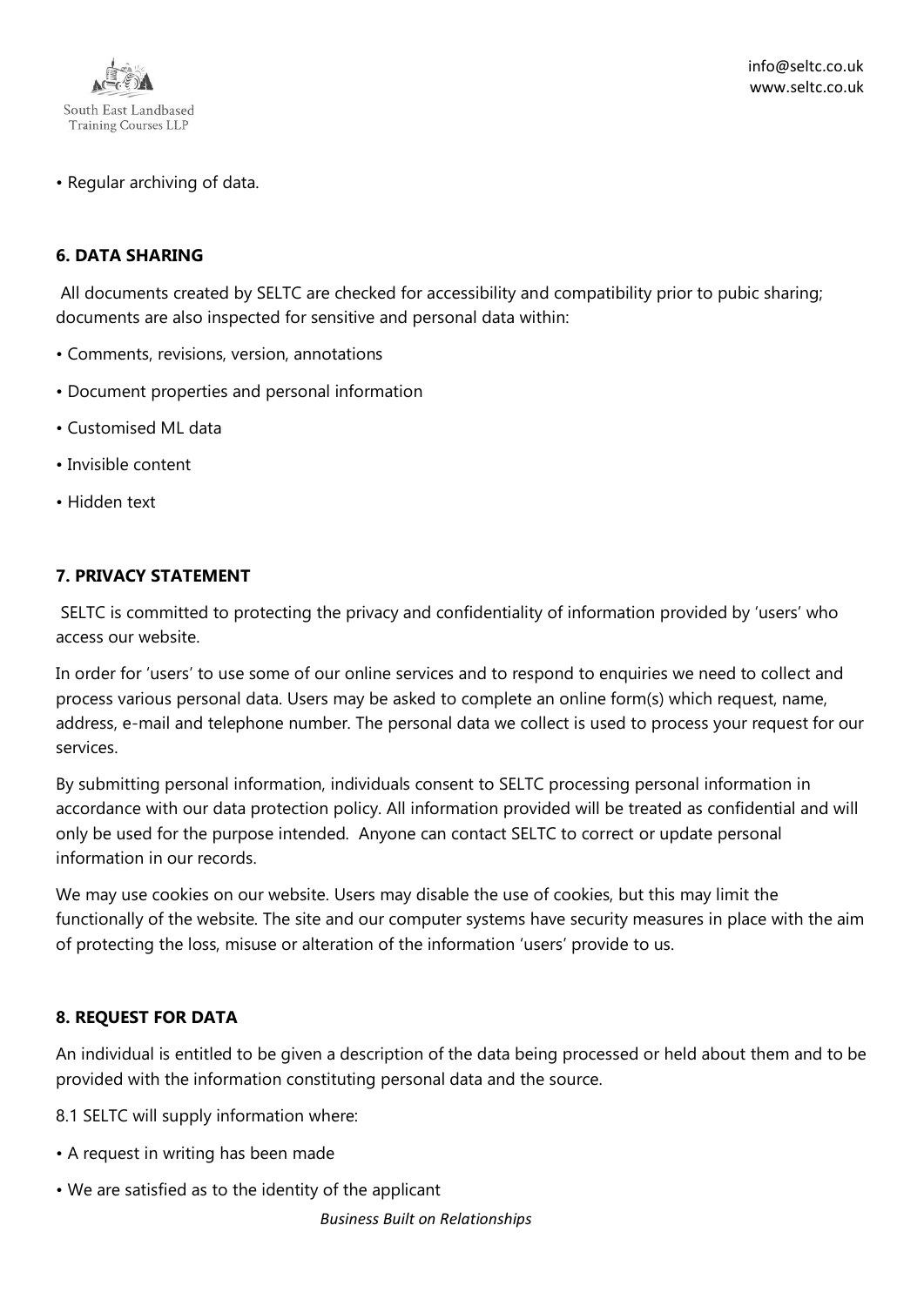- Regular archiving of data.

## 6. DATA SHARING

All documents created by SELTC are checked for accessibility and compatibility prior to pubic sharing; documents are also inspected for sensitive and personal data within:

- Comments, revisions, version, annotations
- Document properties and personal information
- Customised ML data
- Invisible content
- Hidden text

## 7. PRIVACY STATEMENT

SELTC is committed to protecting the privacy and confidentiality of information provided by 'users' who access our website.

In order for 'users' to use some of our online services and to respond to enquiries we need to collect and process various personal data. Users may be asked to complete an online form(s) which request, name, address, e-mail and telephone number. The personal data we collect is used to process your request for our services.

By submitting personal information, individuals consent to SELTC processing personal information in accordance with our data protection policy. All information provided will be treated as confidential and will only be used for the purpose intended. Anyone can contact SELTC to correct or update personal information in our records.

We may use cookies on our website. Users may disable the use of cookies, but this may limit the functionally of the website. The site and our computer systems have security measures in place with the aim of protecting the loss, misuse or alteration of the information 'users' provide to us.

## 8. REQUEST FOR DATA

An individual is entitled to be given a description of the data being processed or held about them and to be provided with the information constituting personal data and the source.

8.1 SELTC will supply information where:

- A request in writing has been made
- We are satisfied as to the identity of the applicant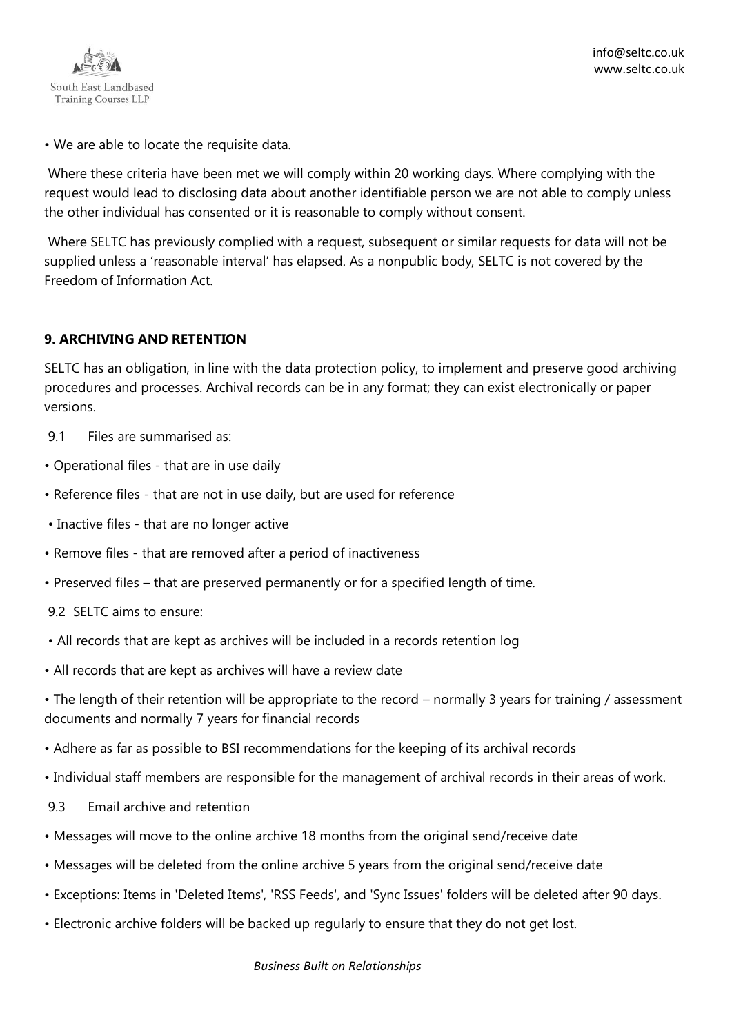- We are able to locate the requisite data.

Where these criteria have been met we will comply within 20 working days. Where complying with the request would lead to disclosing data about another identifiable person we are not able to comply unless the other individual has consented or it is reasonable to comply without consent.

Where SELTC has previously complied with a request, subsequent or similar requests for data will not be supplied unless a 'reasonable interval' has elapsed. As a nonpublic body, SELTC is not covered by the Freedom of Information Act.

## 9. ARCHIVING AND RETENTION

SELTC has an obligation, in line with the data protection policy, to implement and preserve good archiving procedures and processes. Archival records can be in any format; they can exist electronically or paper versions.

9.1 Files are summarised as:

- Operational files - that are in use daily
- Reference files - that are not in use daily, but are used for reference
- Inactive files - that are no longer active
- Remove files - that are removed after a period of inactiveness
- Preserved files – that are preserved permanently or for a specified length of time.

9.2 SELTC aims to ensure:

- All records that are kept as archives will be included in a records retention log
- All records that are kept as archives will have a review date
- The length of their retention will be appropriate to the record – normally 3 years for training / assessment documents and normally 7 years for financial records
- Adhere as far as possible to BSI recommendations for the keeping of its archival records
- Individual staff members are responsible for the management of archival records in their areas of work.

9.3 Email archive and retention

- Messages will move to the online archive 18 months from the original send/receive date
- Messages will be deleted from the online archive 5 years from the original send/receive date
- Exceptions: Items in 'Deleted Items', 'RSS Feeds', and 'Sync Issues' folders will be deleted after 90 days.
- Electronic archive folders will be backed up regularly to ensure that they do not get lost.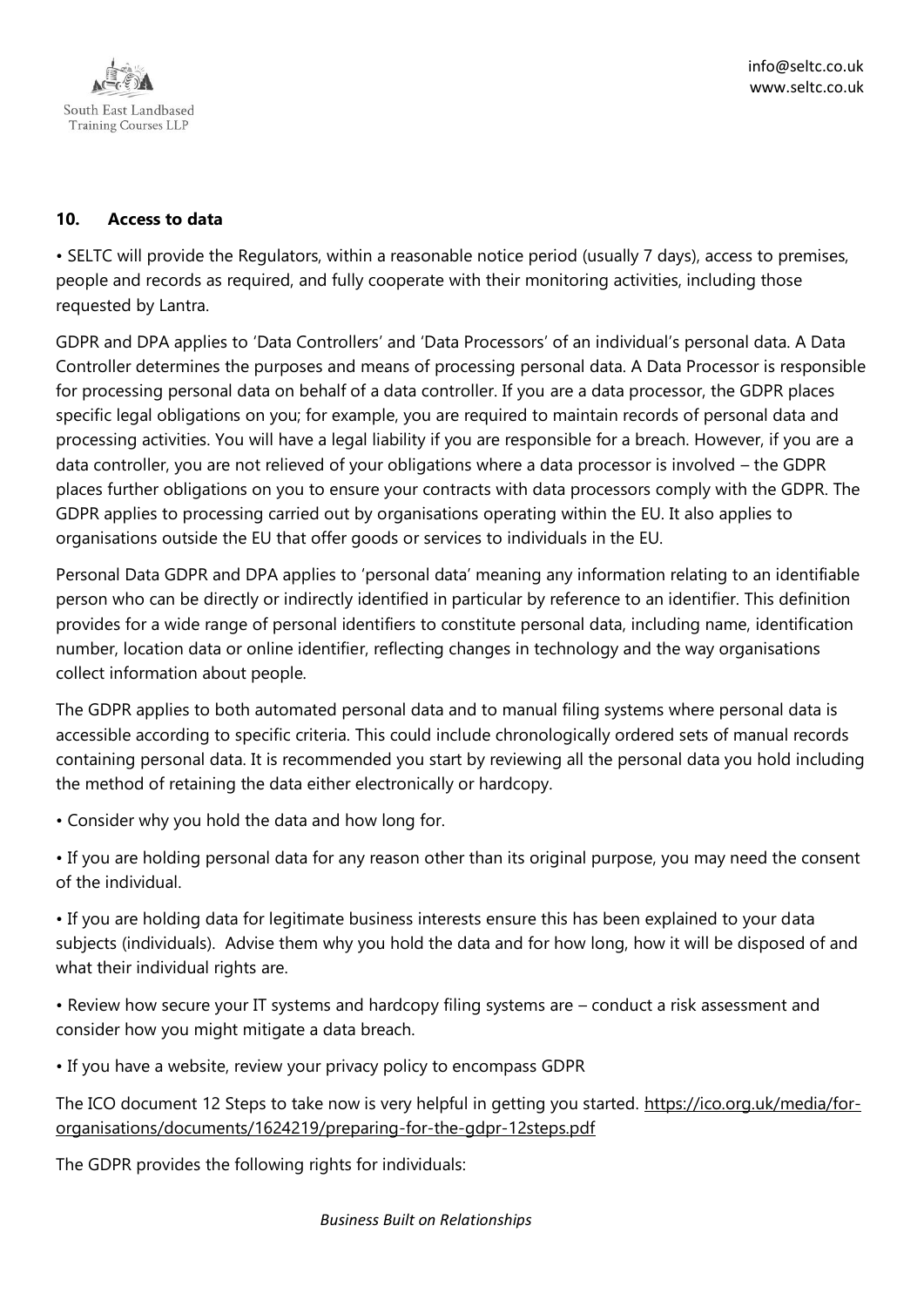## 10. Access to data

• SELTC will provide the Regulators, within a reasonable notice period (usually 7 days), access to premises, people and records as required, and fully cooperate with their monitoring activities, including those requested by Lantra.

GDPR and DPA applies to 'Data Controllers' and 'Data Processors' of an individual's personal data. A Data Controller determines the purposes and means of processing personal data. A Data Processor is responsible for processing personal data on behalf of a data controller. If you are a data processor, the GDPR places specific legal obligations on you; for example, you are required to maintain records of personal data and processing activities. You will have a legal liability if you are responsible for a breach. However, if you are a data controller, you are not relieved of your obligations where a data processor is involved – the GDPR places further obligations on you to ensure your contracts with data processors comply with the GDPR. The GDPR applies to processing carried out by organisations operating within the EU. It also applies to organisations outside the EU that offer goods or services to individuals in the EU.

Personal Data GDPR and DPA applies to 'personal data' meaning any information relating to an identifiable person who can be directly or indirectly identified in particular by reference to an identifier. This definition provides for a wide range of personal identifiers to constitute personal data, including name, identification number, location data or online identifier, reflecting changes in technology and the way organisations collect information about people.

The GDPR applies to both automated personal data and to manual filing systems where personal data is accessible according to specific criteria. This could include chronologically ordered sets of manual records containing personal data. It is recommended you start by reviewing all the personal data you hold including the method of retaining the data either electronically or hardcopy.

• Consider why you hold the data and how long for.

• If you are holding personal data for any reason other than its original purpose, you may need the consent of the individual.

• If you are holding data for legitimate business interests ensure this has been explained to your data subjects (individuals). Advise them why you hold the data and for how long, how it will be disposed of and what their individual rights are.

• Review how secure your IT systems and hardcopy filing systems are – conduct a risk assessment and consider how you might mitigate a data breach.

• If you have a website, review your privacy policy to encompass GDPR

The ICO document 12 Steps to take now is very helpful in getting you started. https://ico.org.uk/media/for-organisations/documents/1624219/preparing-for-the-gdpr-12steps.pdf

The GDPR provides the following rights for individuals: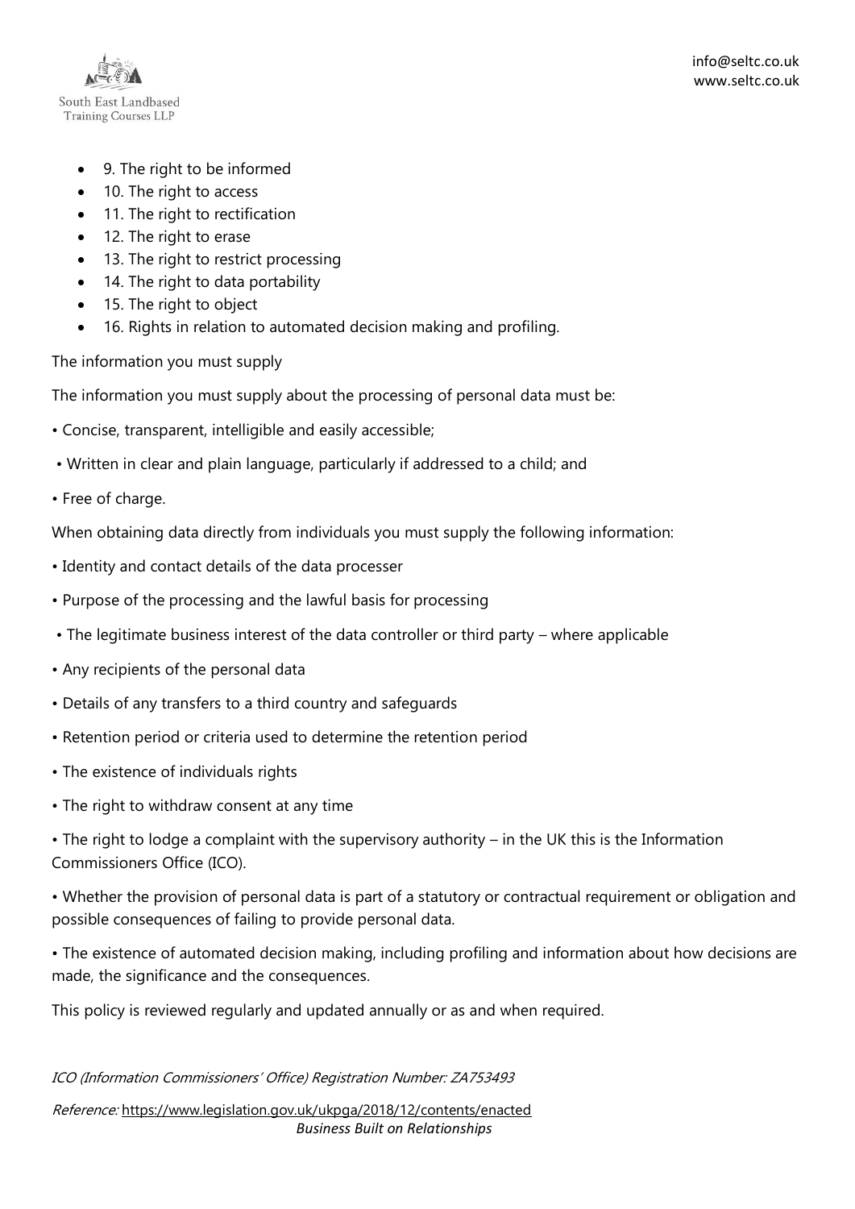- 9. The right to be informed
- 10. The right to access
- 11. The right to rectification
- 12. The right to erase
- 13. The right to restrict processing
- 14. The right to data portability
- 15. The right to object
- 16. Rights in relation to automated decision making and profiling.

The information you must supply

The information you must supply about the processing of personal data must be:

• Concise, transparent, intelligible and easily accessible;

• Written in clear and plain language, particularly if addressed to a child; and

• Free of charge.

When obtaining data directly from individuals you must supply the following information:

• Identity and contact details of the data processer

• Purpose of the processing and the lawful basis for processing

• The legitimate business interest of the data controller or third party – where applicable

• Any recipients of the personal data

• Details of any transfers to a third country and safeguards

• Retention period or criteria used to determine the retention period

• The existence of individuals rights

• The right to withdraw consent at any time

• The right to lodge a complaint with the supervisory authority – in the UK this is the Information Commissioners Office (ICO).

• Whether the provision of personal data is part of a statutory or contractual requirement or obligation and possible consequences of failing to provide personal data.

• The existence of automated decision making, including profiling and information about how decisions are made, the significance and the consequences.

This policy is reviewed regularly and updated annually or as and when required.

*ICO (Information Commissioners' Office) Registration Number: ZA753493*

*Reference:* https://www.legislation.gov.uk/ukpga/2018/12/contents/enacted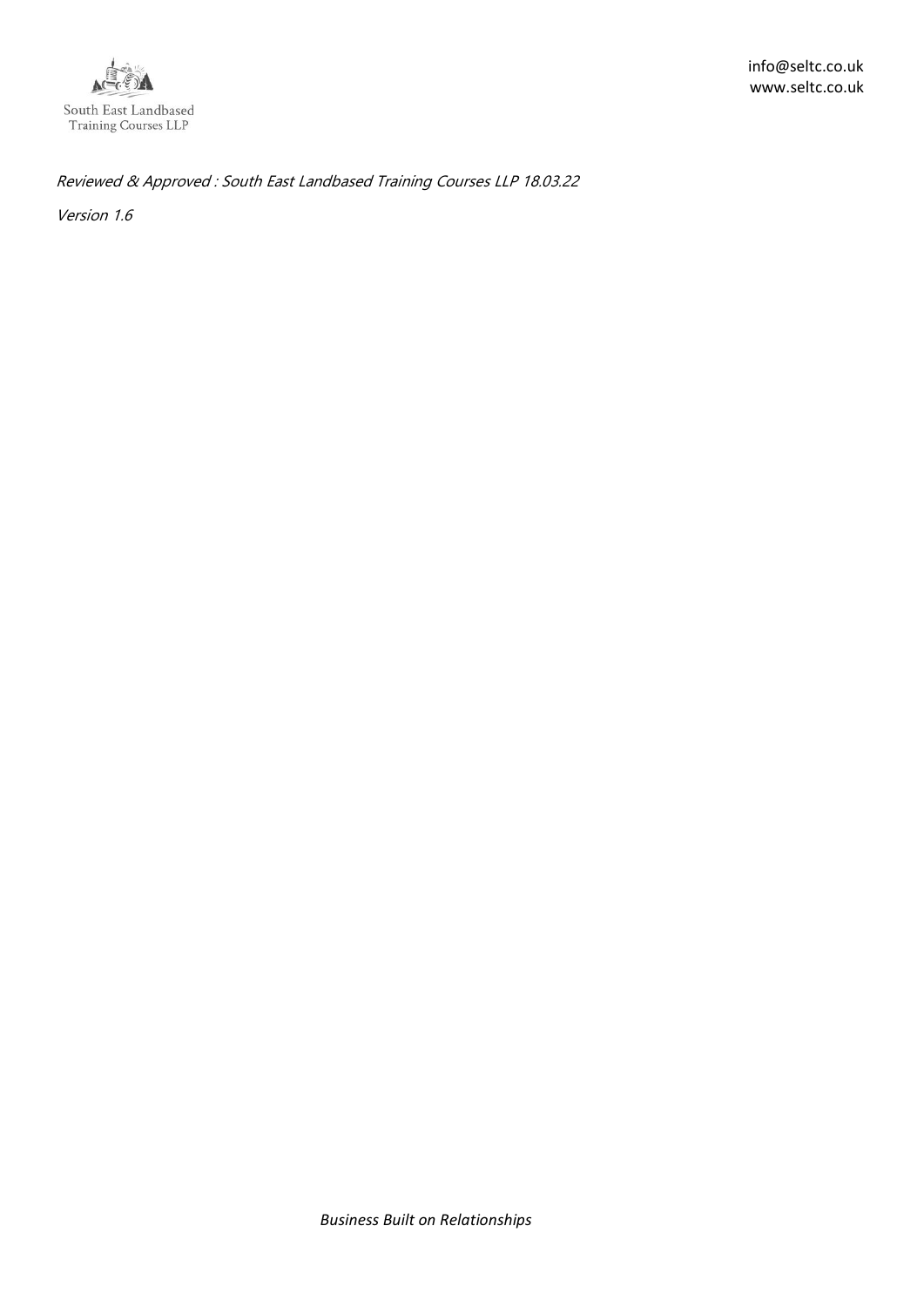*Reviewed & Approved : South East Landbased Training Courses LLP 18.03.22*

*Version 1.6*